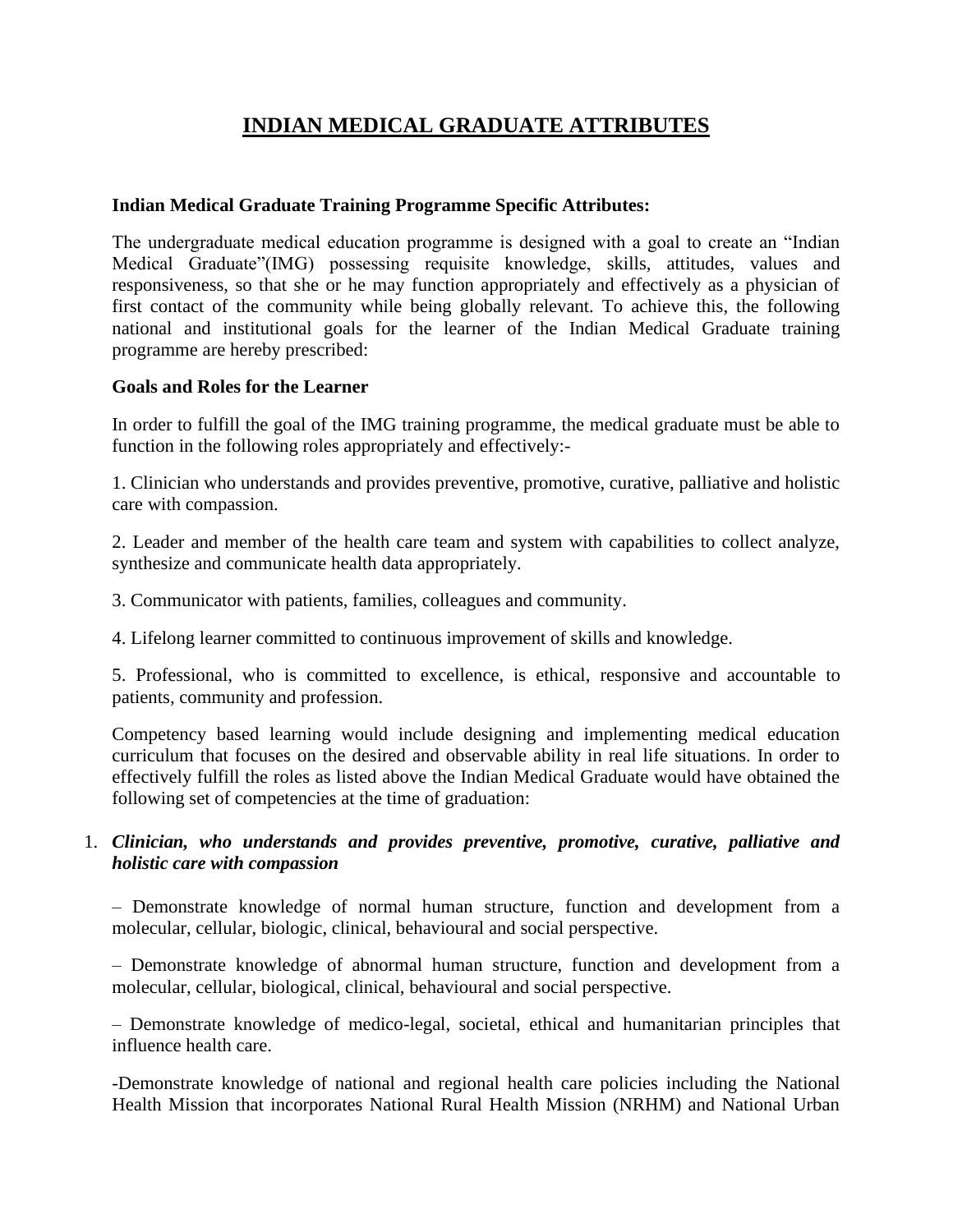# INDIAN MEDICAL GRADUATE ATTRIBUTES

**Indian Medical Graduate Training Programme Specific Attributes:**

The undergraduate medical education programme is designed with a goal to create an "Indian Medical Graduate"(IMG) possessing requisite knowledge, skills, attitudes, values and responsiveness, so that she or he may function appropriately and effectively as a physician of first contact of the community while being globally relevant. To achieve this, the following national and institutional goals for the learner of the Indian Medical Graduate training programme are hereby prescribed:

**Goals and Roles for the Learner**

In order to fulfill the goal of the IMG training programme, the medical graduate must be able to function in the following roles appropriately and effectively:-

1. Clinician who understands and provides preventive, promotive, curative, palliative and holistic care with compassion.

2. Leader and member of the health care team and system with capabilities to collect analyze, synthesize and communicate health data appropriately.

3. Communicator with patients, families, colleagues and community.

4. Lifelong learner committed to continuous improvement of skills and knowledge.

5. Professional, who is committed to excellence, is ethical, responsive and accountable to patients, community and profession.

Competency based learning would include designing and implementing medical education curriculum that focuses on the desired and observable ability in real life situations. In order to effectively fulfill the roles as listed above the Indian Medical Graduate would have obtained the following set of competencies at the time of graduation:

1. ***Clinician, who understands and provides preventive, promotive, curative, palliative and holistic care with compassion***

   – Demonstrate knowledge of normal human structure, function and development from a molecular, cellular, biologic, clinical, behavioural and social perspective.

   – Demonstrate knowledge of abnormal human structure, function and development from a molecular, cellular, biological, clinical, behavioural and social perspective.

   – Demonstrate knowledge of medico-legal, societal, ethical and humanitarian principles that influence health care.

   -Demonstrate knowledge of national and regional health care policies including the National Health Mission that incorporates National Rural Health Mission (NRHM) and National Urban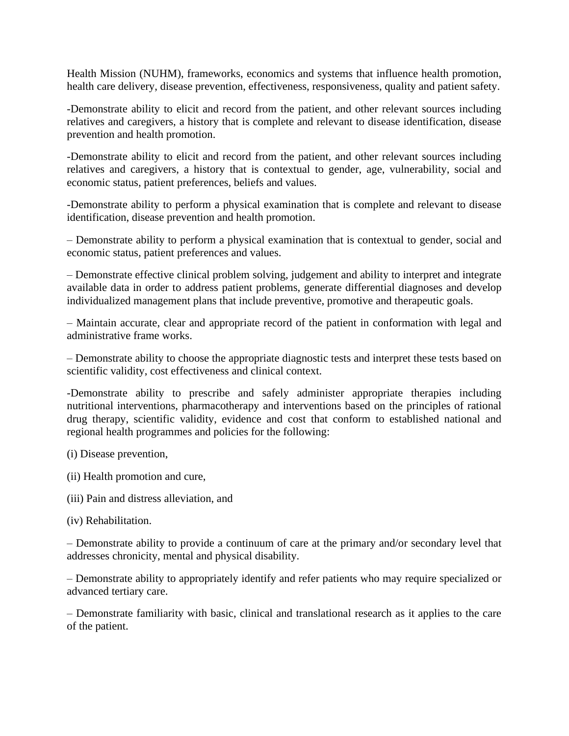Health Mission (NUHM), frameworks, economics and systems that influence health promotion, health care delivery, disease prevention, effectiveness, responsiveness, quality and patient safety.

-Demonstrate ability to elicit and record from the patient, and other relevant sources including relatives and caregivers, a history that is complete and relevant to disease identification, disease prevention and health promotion.

-Demonstrate ability to elicit and record from the patient, and other relevant sources including relatives and caregivers, a history that is contextual to gender, age, vulnerability, social and economic status, patient preferences, beliefs and values.

-Demonstrate ability to perform a physical examination that is complete and relevant to disease identification, disease prevention and health promotion.

– Demonstrate ability to perform a physical examination that is contextual to gender, social and economic status, patient preferences and values.

– Demonstrate effective clinical problem solving, judgement and ability to interpret and integrate available data in order to address patient problems, generate differential diagnoses and develop individualized management plans that include preventive, promotive and therapeutic goals.

– Maintain accurate, clear and appropriate record of the patient in conformation with legal and administrative frame works.

– Demonstrate ability to choose the appropriate diagnostic tests and interpret these tests based on scientific validity, cost effectiveness and clinical context.

-Demonstrate ability to prescribe and safely administer appropriate therapies including nutritional interventions, pharmacotherapy and interventions based on the principles of rational drug therapy, scientific validity, evidence and cost that conform to established national and regional health programmes and policies for the following:

(i) Disease prevention,

(ii) Health promotion and cure,

(iii) Pain and distress alleviation, and

(iv) Rehabilitation.

– Demonstrate ability to provide a continuum of care at the primary and/or secondary level that addresses chronicity, mental and physical disability.

– Demonstrate ability to appropriately identify and refer patients who may require specialized or advanced tertiary care.

– Demonstrate familiarity with basic, clinical and translational research as it applies to the care of the patient.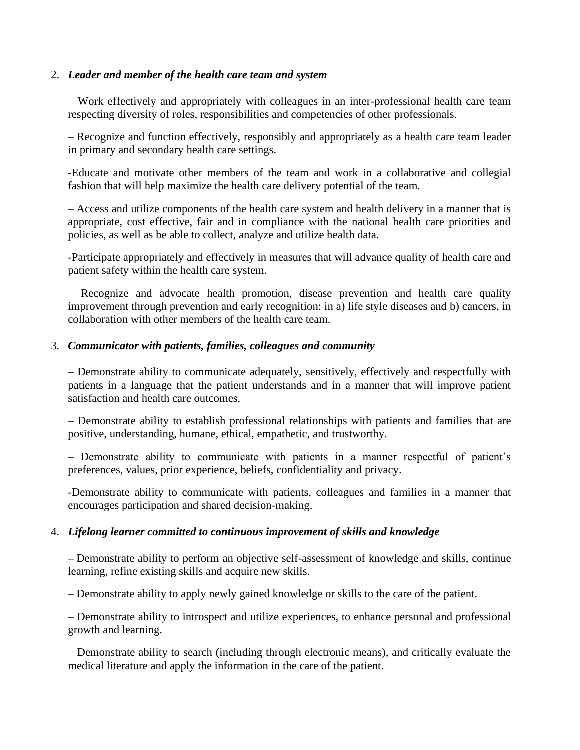2. ***Leader and member of the health care team and system***

   – Work effectively and appropriately with colleagues in an inter-professional health care team respecting diversity of roles, responsibilities and competencies of other professionals.

   – Recognize and function effectively, responsibly and appropriately as a health care team leader in primary and secondary health care settings.

   -Educate and motivate other members of the team and work in a collaborative and collegial fashion that will help maximize the health care delivery potential of the team.

   – Access and utilize components of the health care system and health delivery in a manner that is appropriate, cost effective, fair and in compliance with the national health care priorities and policies, as well as be able to collect, analyze and utilize health data.

   -Participate appropriately and effectively in measures that will advance quality of health care and patient safety within the health care system.

   – Recognize and advocate health promotion, disease prevention and health care quality improvement through prevention and early recognition: in a) life style diseases and b) cancers, in collaboration with other members of the health care team.

3. ***Communicator with patients, families, colleagues and community***

   – Demonstrate ability to communicate adequately, sensitively, effectively and respectfully with patients in a language that the patient understands and in a manner that will improve patient satisfaction and health care outcomes.

   – Demonstrate ability to establish professional relationships with patients and families that are positive, understanding, humane, ethical, empathetic, and trustworthy.

   – Demonstrate ability to communicate with patients in a manner respectful of patient's preferences, values, prior experience, beliefs, confidentiality and privacy.

   -Demonstrate ability to communicate with patients, colleagues and families in a manner that encourages participation and shared decision-making.

4. ***Lifelong learner committed to continuous improvement of skills and knowledge***

   **–** Demonstrate ability to perform an objective self-assessment of knowledge and skills, continue learning, refine existing skills and acquire new skills.

   – Demonstrate ability to apply newly gained knowledge or skills to the care of the patient.

   – Demonstrate ability to introspect and utilize experiences, to enhance personal and professional growth and learning.

   – Demonstrate ability to search (including through electronic means), and critically evaluate the medical literature and apply the information in the care of the patient.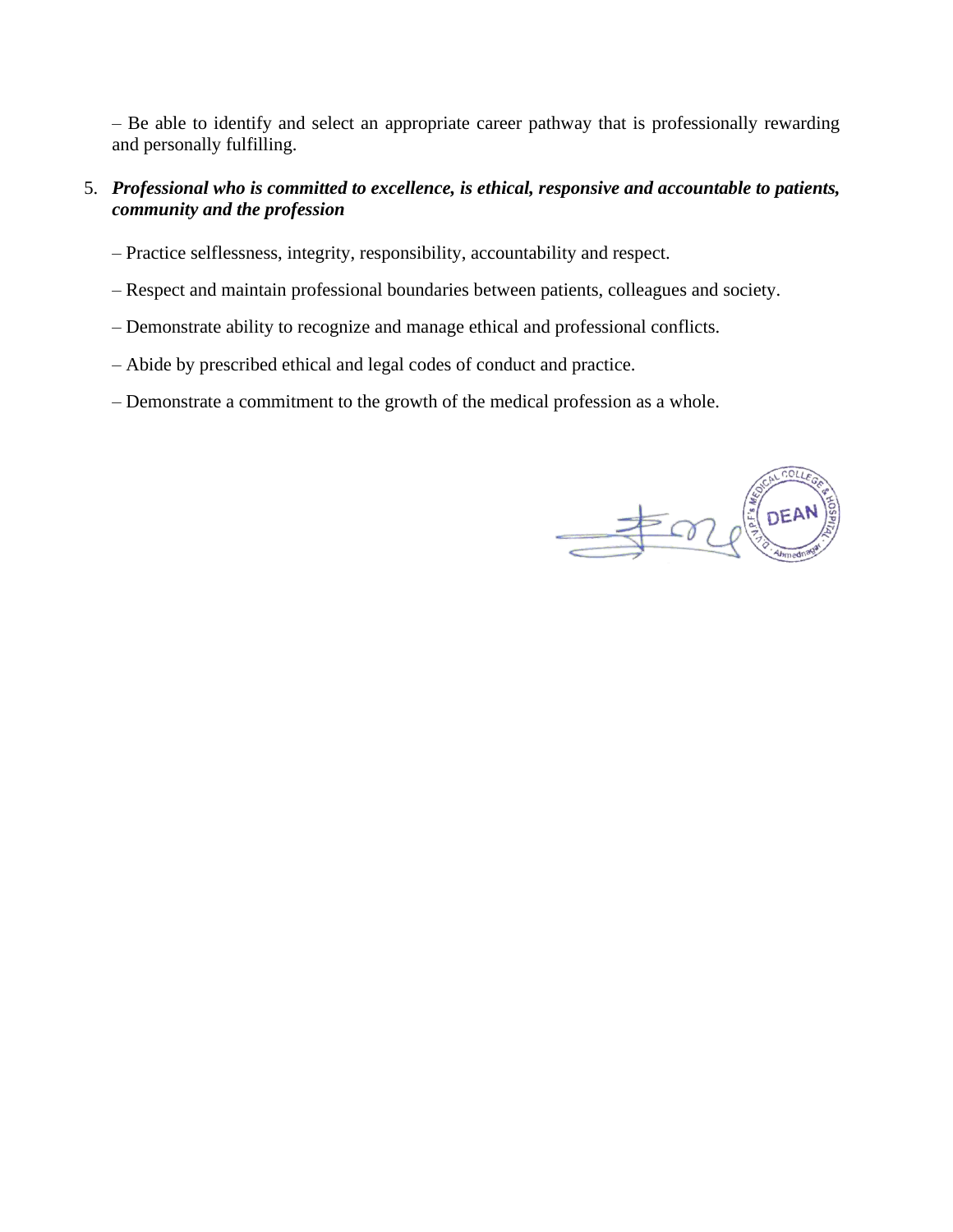– Be able to identify and select an appropriate career pathway that is professionally rewarding and personally fulfilling.

5. ***Professional who is committed to excellence, is ethical, responsive and accountable to patients, community and the profession***

   – Practice selflessness, integrity, responsibility, accountability and respect.

   – Respect and maintain professional boundaries between patients, colleagues and society.

   – Demonstrate ability to recognize and manage ethical and professional conflicts.

   – Abide by prescribed ethical and legal codes of conduct and practice.

   – Demonstrate a commitment to the growth of the medical profession as a whole.

DEAN

D.V.V.P.F's Medical College & Hospital, Ahmednagar